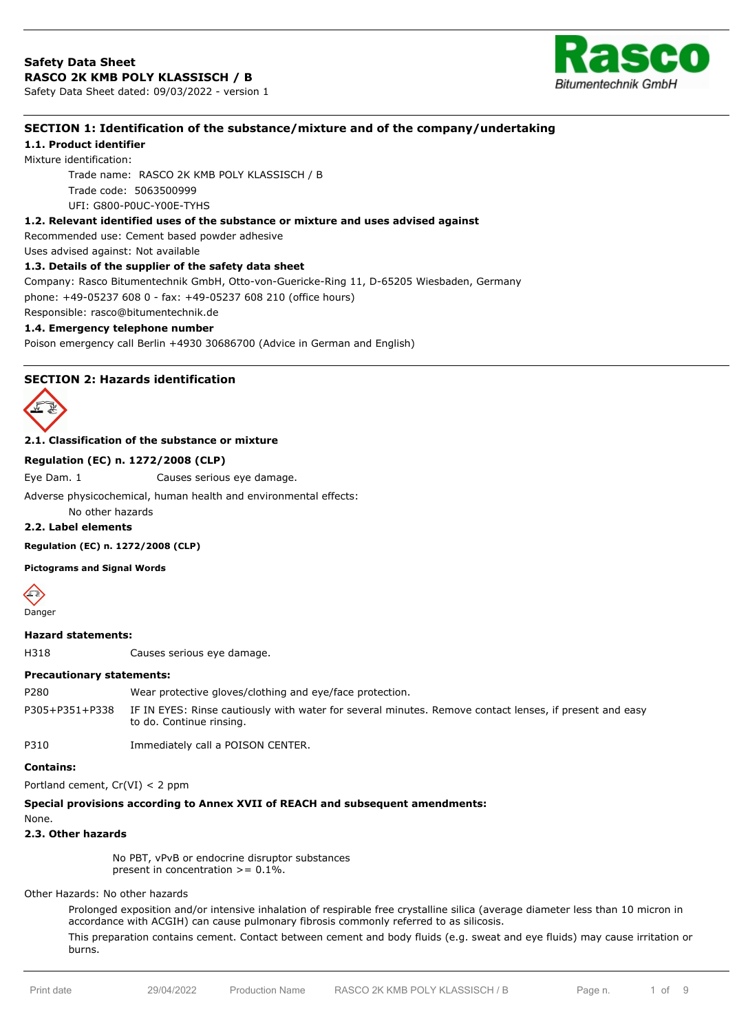**Safety Data Sheet**
**RASCO 2K KMB POLY KLASSISCH / B**
Safety Data Sheet dated: 09/03/2022 - version 1

Rasco
Bitumentechnik GmbH

## SECTION 1: Identification of the substance/mixture and of the company/undertaking

### 1.1. Product identifier

Mixture identification:

Trade name: RASCO 2K KMB POLY KLASSISCH / B
Trade code: 5063500999
UFI: G800-P0UC-Y00E-TYHS

### 1.2. Relevant identified uses of the substance or mixture and uses advised against

Recommended use: Cement based powder adhesive
Uses advised against: Not available

### 1.3. Details of the supplier of the safety data sheet

Company: Rasco Bitumentechnik GmbH, Otto-von-Guericke-Ring 11, D-65205 Wiesbaden, Germany
phone: +49-05237 608 0 - fax: +49-05237 608 210 (office hours)
Responsible: rasco@bitumentechnik.de

### 1.4. Emergency telephone number

Poison emergency call Berlin +4930 30686700 (Advice in German and English)

## SECTION 2: Hazards identification

### 2.1. Classification of the substance or mixture

**Regulation (EC) n. 1272/2008 (CLP)**

Eye Dam. 1 Causes serious eye damage.

Adverse physicochemical, human health and environmental effects:

No other hazards

### 2.2. Label elements

**Regulation (EC) n. 1272/2008 (CLP)**

**Pictograms and Signal Words**

Danger

**Hazard statements:**

| | |
|---|---|
| H318 | Causes serious eye damage. |

**Precautionary statements:**

| | |
|---|---|
| P280 | Wear protective gloves/clothing and eye/face protection. |
| P305+P351+P338 | IF IN EYES: Rinse cautiously with water for several minutes. Remove contact lenses, if present and easy to do. Continue rinsing. |
| P310 | Immediately call a POISON CENTER. |

**Contains:**

Portland cement, Cr(VI) < 2 ppm

**Special provisions according to Annex XVII of REACH and subsequent amendments:**

None.

### 2.3. Other hazards

No PBT, vPvB or endocrine disruptor substances present in concentration >= 0.1%.

Other Hazards: No other hazards

Prolonged exposition and/or intensive inhalation of respirable free crystalline silica (average diameter less than 10 micron in accordance with ACGIH) can cause pulmonary fibrosis commonly referred to as silicosis.

This preparation contains cement. Contact between cement and body fluids (e.g. sweat and eye fluids) may cause irritation or burns.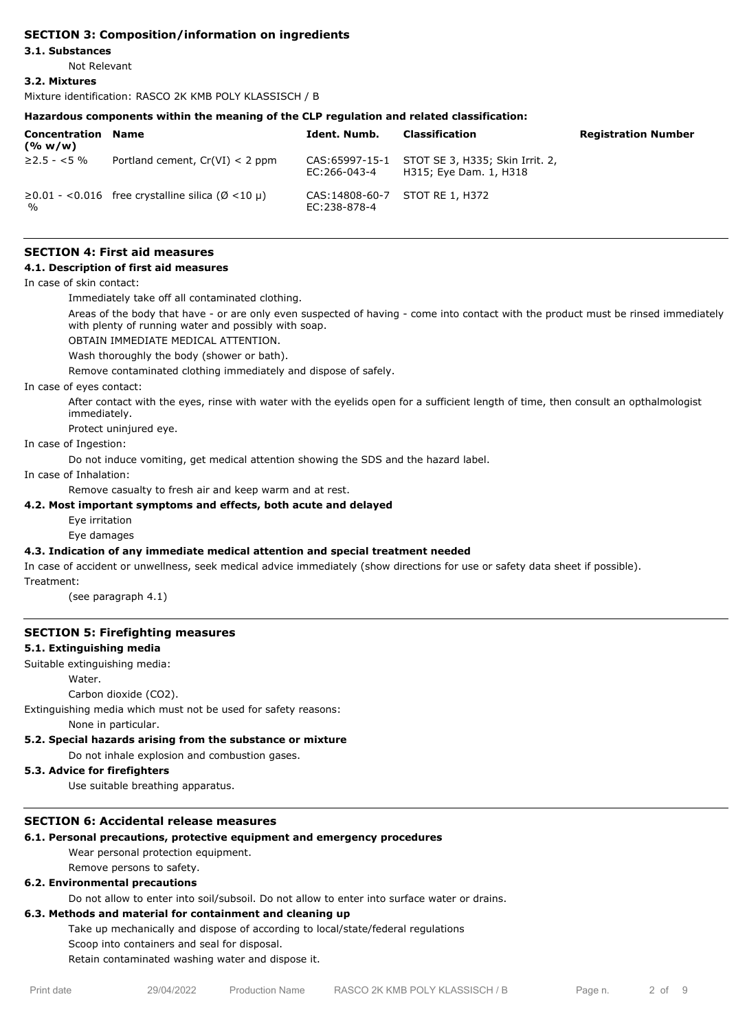## SECTION 3: Composition/information on ingredients

### 3.1. Substances

Not Relevant

### 3.2. Mixtures

Mixture identification: RASCO 2K KMB POLY KLASSISCH / B

**Hazardous components within the meaning of the CLP regulation and related classification:**

| Concentration (% w/w) | Name | Ident. Numb. | Classification | Registration Number |
|---|---|---|---|---|
| ≥2.5 - <5 % | Portland cement, Cr(VI) < 2 ppm | CAS:65997-15-1 EC:266-043-4 | STOT SE 3, H335; Skin Irrit. 2, H315; Eye Dam. 1, H318 | |
| ≥0.01 - <0.016 % | free crystalline silica (Ø <10 μ) | CAS:14808-60-7 EC:238-878-4 | STOT RE 1, H372 | |

## SECTION 4: First aid measures

### 4.1. Description of first aid measures

In case of skin contact:

Immediately take off all contaminated clothing.

Areas of the body that have - or are only even suspected of having - come into contact with the product must be rinsed immediately with plenty of running water and possibly with soap.

OBTAIN IMMEDIATE MEDICAL ATTENTION.

Wash thoroughly the body (shower or bath).

Remove contaminated clothing immediately and dispose of safely.

In case of eyes contact:

After contact with the eyes, rinse with water with the eyelids open for a sufficient length of time, then consult an opthalmologist immediately.

Protect uninjured eye.

In case of Ingestion:

Do not induce vomiting, get medical attention showing the SDS and the hazard label.

In case of Inhalation:

Remove casualty to fresh air and keep warm and at rest.

### 4.2. Most important symptoms and effects, both acute and delayed

Eye irritation

Eye damages

### 4.3. Indication of any immediate medical attention and special treatment needed

In case of accident or unwellness, seek medical advice immediately (show directions for use or safety data sheet if possible).

Treatment:

(see paragraph 4.1)

## SECTION 5: Firefighting measures

### 5.1. Extinguishing media

Suitable extinguishing media:

Water.

Carbon dioxide ($CO_2$).

Extinguishing media which must not be used for safety reasons:

None in particular.

### 5.2. Special hazards arising from the substance or mixture

Do not inhale explosion and combustion gases.

### 5.3. Advice for firefighters

Use suitable breathing apparatus.

## SECTION 6: Accidental release measures

### 6.1. Personal precautions, protective equipment and emergency procedures

Wear personal protection equipment.

Remove persons to safety.

### 6.2. Environmental precautions

Do not allow to enter into soil/subsoil. Do not allow to enter into surface water or drains.

### 6.3. Methods and material for containment and cleaning up

Take up mechanically and dispose of according to local/state/federal regulations

Scoop into containers and seal for disposal.

Retain contaminated washing water and dispose it.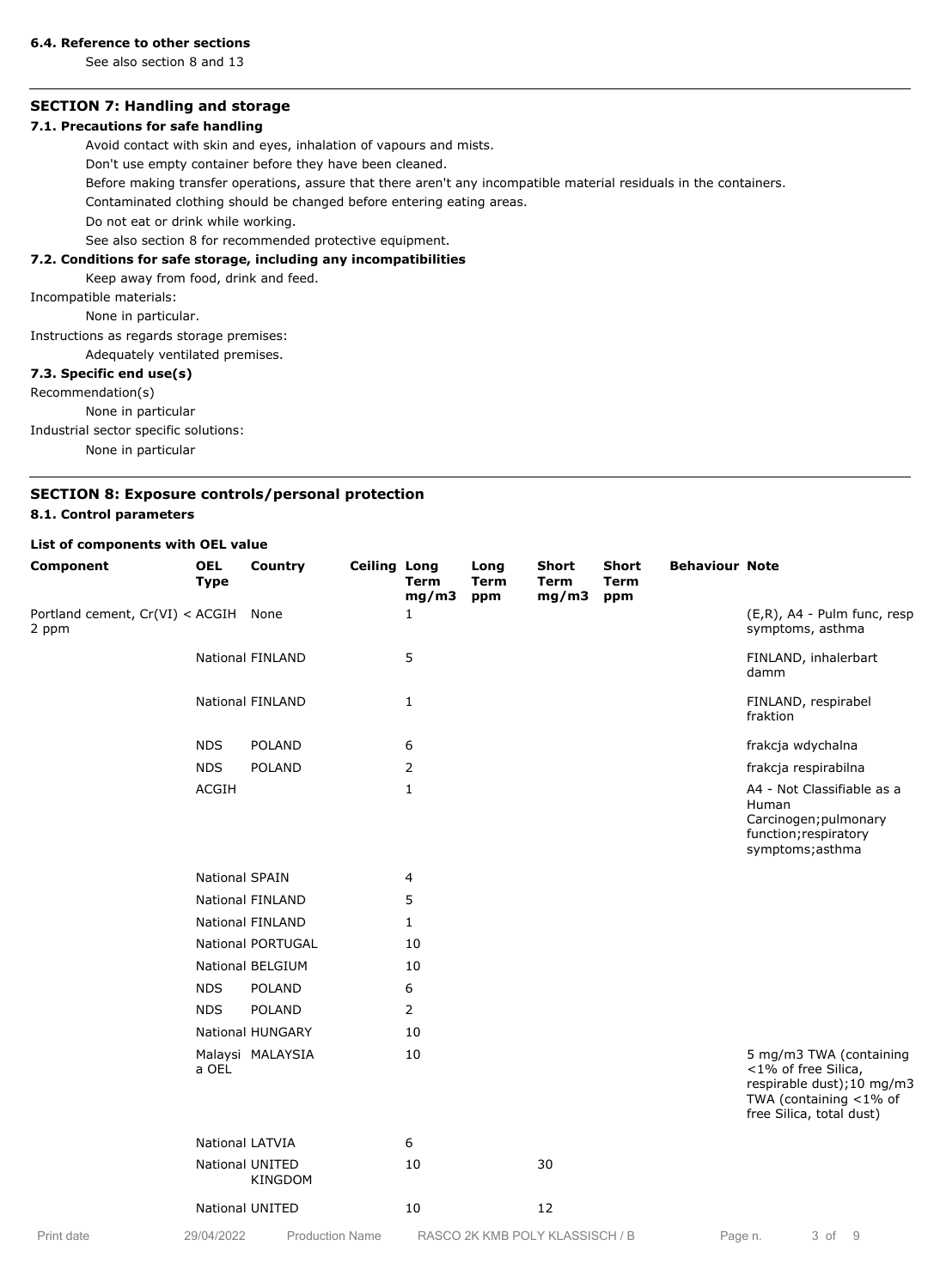#### 6.4. Reference to other sections

See also section 8 and 13

## SECTION 7: Handling and storage

#### 7.1. Precautions for safe handling

Avoid contact with skin and eyes, inhalation of vapours and mists.

Don't use empty container before they have been cleaned.

Before making transfer operations, assure that there aren't any incompatible material residuals in the containers.

Contaminated clothing should be changed before entering eating areas.

Do not eat or drink while working.

See also section 8 for recommended protective equipment.

#### 7.2. Conditions for safe storage, including any incompatibilities

Keep away from food, drink and feed.

Incompatible materials:

None in particular.

Instructions as regards storage premises:

Adequately ventilated premises.

#### 7.3. Specific end use(s)

Recommendation(s)

None in particular

Industrial sector specific solutions:

None in particular

## SECTION 8: Exposure controls/personal protection

#### 8.1. Control parameters

**List of components with OEL value**

| Component | OEL Type | Country | Ceiling | Long Term mg/m3 | Long Term ppm | Short Term mg/m3 | Short Term ppm | Behaviour | Note |
|---|---|---|---|---|---|---|---|---|---|
| Portland cement, Cr(VI) < 2 ppm | ACGIH | None | | 1 | | | | | (E,R), A4 - Pulm func, resp symptoms, asthma |
| | National | FINLAND | | 5 | | | | | FINLAND, inhalerbart damm |
| | National | FINLAND | | 1 | | | | | FINLAND, respirabel fraktion |
| | NDS | POLAND | | 6 | | | | | frakcja wdychalna |
| | NDS | POLAND | | 2 | | | | | frakcja respirabilna |
| | ACGIH | | | 1 | | | | | A4 - Not Classifiable as a Human Carcinogen;pulmonary function;respiratory symptoms;asthma |
| | National | SPAIN | | 4 | | | | | |
| | National | FINLAND | | 5 | | | | | |
| | National | FINLAND | | 1 | | | | | |
| | National | PORTUGAL | | 10 | | | | | |
| | National | BELGIUM | | 10 | | | | | |
| | NDS | POLAND | | 6 | | | | | |
| | NDS | POLAND | | 2 | | | | | |
| | National | HUNGARY | | 10 | | | | | |
| | Malaysia OEL | MALAYSIA | | 10 | | | | | 5 mg/m3 TWA (containing <1% of free Silica, respirable dust);10 mg/m3 TWA (containing <1% of free Silica, total dust) |
| | National | LATVIA | | 6 | | | | | |
| | National | UNITED KINGDOM | | 10 | | 30 | | | |
| | National | UNITED | | 10 | | 12 | | | |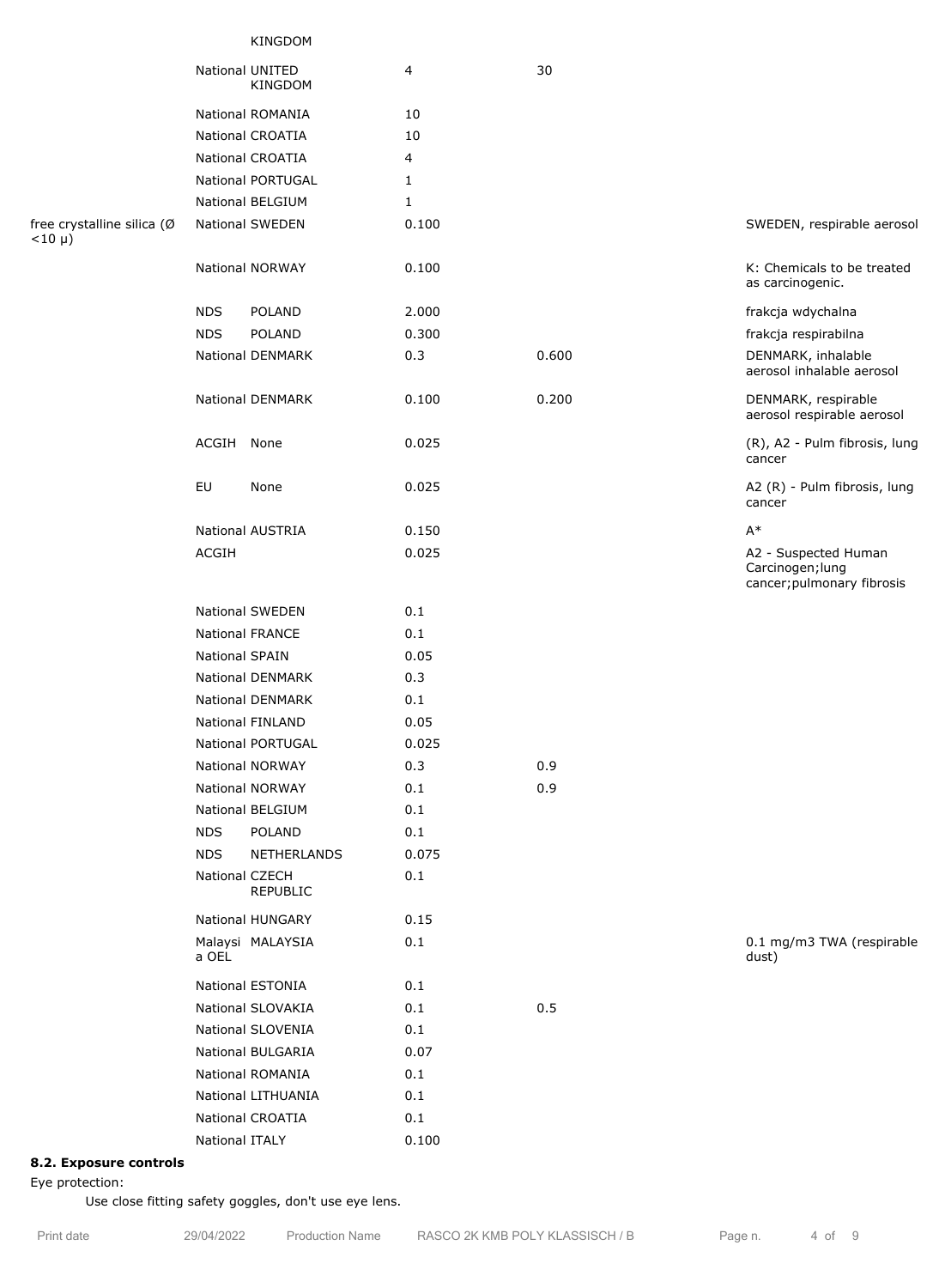| | | | | | |
|---|---|---|---|---|---|
| | | KINGDOM | | | |
| | National | UNITED KINGDOM | 4 | 30 | |
| | National | ROMANIA | 10 | | |
| | National | CROATIA | 10 | | |
| | National | CROATIA | 4 | | |
| | National | PORTUGAL | 1 | | |
| | National | BELGIUM | 1 | | |
| free crystalline silica (Ø <10 μ) | National | SWEDEN | 0.100 | | SWEDEN, respirable aerosol |
| | National | NORWAY | 0.100 | | K: Chemicals to be treated as carcinogenic. |
| | NDS | POLAND | 2.000 | | frakcja wdychalna |
| | NDS | POLAND | 0.300 | | frakcja respirabilna |
| | National | DENMARK | 0.3 | 0.600 | DENMARK, inhalable aerosol inhalable aerosol |
| | National | DENMARK | 0.100 | 0.200 | DENMARK, respirable aerosol respirable aerosol |
| | ACGIH | None | 0.025 | | (R), A2 - Pulm fibrosis, lung cancer |
| | EU | None | 0.025 | | A2 (R) - Pulm fibrosis, lung cancer |
| | National | AUSTRIA | 0.150 | | A* |
| | ACGIH | | 0.025 | | A2 - Suspected Human Carcinogen;lung cancer;pulmonary fibrosis |
| | National | SWEDEN | 0.1 | | |
| | National | FRANCE | 0.1 | | |
| | National | SPAIN | 0.05 | | |
| | National | DENMARK | 0.3 | | |
| | National | DENMARK | 0.1 | | |
| | National | FINLAND | 0.05 | | |
| | National | PORTUGAL | 0.025 | | |
| | National | NORWAY | 0.3 | 0.9 | |
| | National | NORWAY | 0.1 | 0.9 | |
| | National | BELGIUM | 0.1 | | |
| | NDS | POLAND | 0.1 | | |
| | NDS | NETHERLANDS | 0.075 | | |
| | National | CZECH REPUBLIC | 0.1 | | |
| | National | HUNGARY | 0.15 | | |
| | Malaysia OEL | MALAYSIA | 0.1 | | 0.1 mg/m3 TWA (respirable dust) |
| | National | ESTONIA | 0.1 | | |
| | National | SLOVAKIA | 0.1 | 0.5 | |
| | National | SLOVENIA | 0.1 | | |
| | National | BULGARIA | 0.07 | | |
| | National | ROMANIA | 0.1 | | |
| | National | LITHUANIA | 0.1 | | |
| | National | CROATIA | 0.1 | | |
| | National | ITALY | 0.100 | | |

**8.2. Exposure controls**

Eye protection:

Use close fitting safety goggles, don't use eye lens.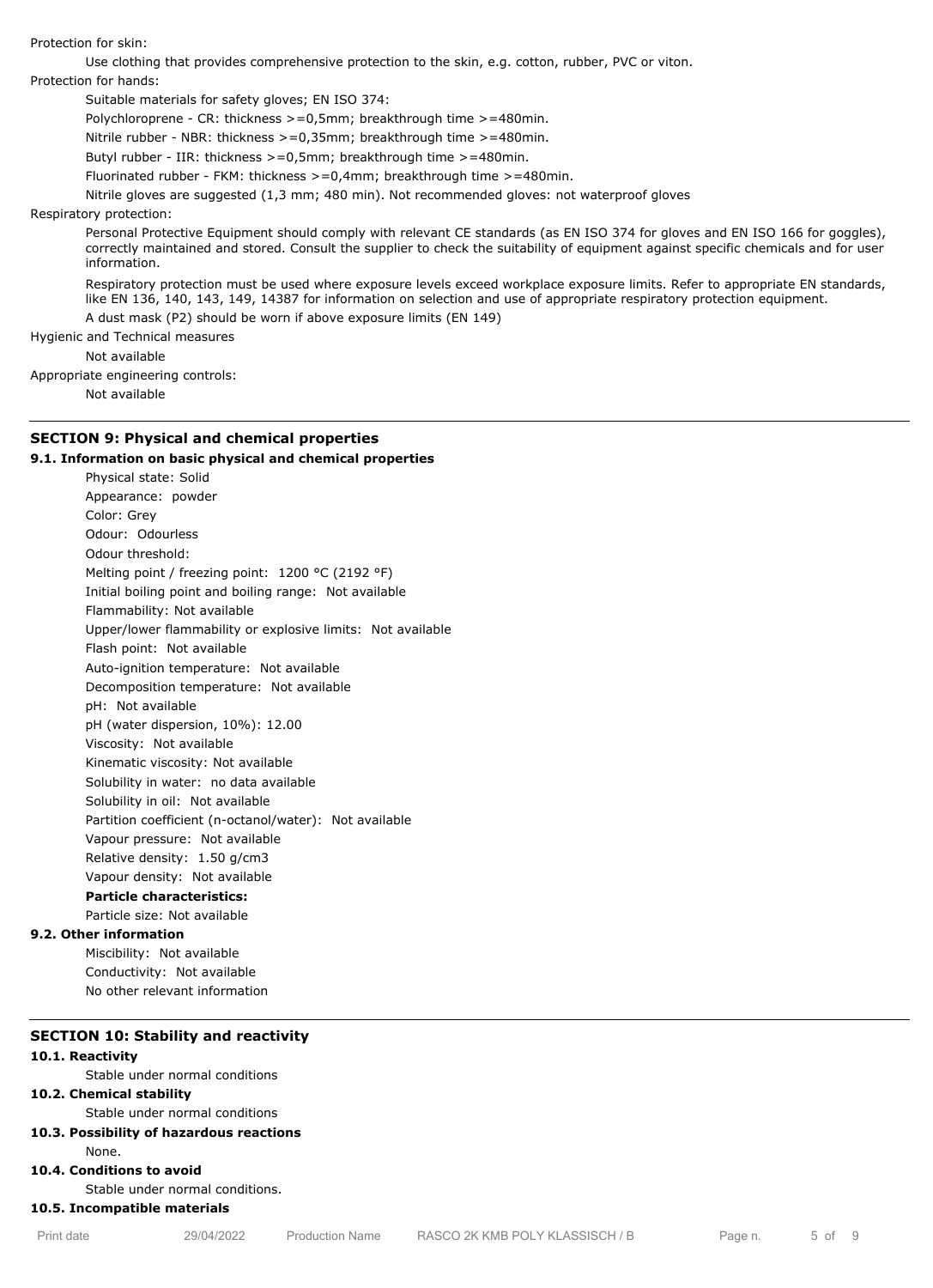Protection for skin:

Use clothing that provides comprehensive protection to the skin, e.g. cotton, rubber, PVC or viton.

Protection for hands:

Suitable materials for safety gloves; EN ISO 374:

Polychloroprene - CR: thickness >=0,5mm; breakthrough time >=480min.

Nitrile rubber - NBR: thickness >=0,35mm; breakthrough time >=480min.

Butyl rubber - IIR: thickness >=0,5mm; breakthrough time >=480min.

Fluorinated rubber - FKM: thickness >=0,4mm; breakthrough time >=480min.

Nitrile gloves are suggested (1,3 mm; 480 min). Not recommended gloves: not waterproof gloves

Respiratory protection:

Personal Protective Equipment should comply with relevant CE standards (as EN ISO 374 for gloves and EN ISO 166 for goggles), correctly maintained and stored. Consult the supplier to check the suitability of equipment against specific chemicals and for user information.

Respiratory protection must be used where exposure levels exceed workplace exposure limits. Refer to appropriate EN standards, like EN 136, 140, 143, 149, 14387 for information on selection and use of appropriate respiratory protection equipment.

A dust mask (P2) should be worn if above exposure limits (EN 149)

Hygienic and Technical measures

Not available

Appropriate engineering controls:

Not available

## SECTION 9: Physical and chemical properties

### 9.1. Information on basic physical and chemical properties

Physical state: Solid

Appearance: powder

Color: Grey

Odour: Odourless

Odour threshold:

Melting point / freezing point: 1200 °C (2192 °F)

Initial boiling point and boiling range: Not available

Flammability: Not available

Upper/lower flammability or explosive limits: Not available

Flash point: Not available

Auto-ignition temperature: Not available

Decomposition temperature: Not available

pH: Not available

pH (water dispersion, 10%): 12.00

Viscosity: Not available

Kinematic viscosity: Not available

Solubility in water: no data available

Solubility in oil: Not available

Partition coefficient (n-octanol/water): Not available

Vapour pressure: Not available

Relative density: 1.50 g/cm3

Vapour density: Not available

**Particle characteristics:**

Particle size: Not available

### 9.2. Other information

Miscibility: Not available

Conductivity: Not available

No other relevant information

## SECTION 10: Stability and reactivity

### 10.1. Reactivity

Stable under normal conditions

### 10.2. Chemical stability

Stable under normal conditions

### 10.3. Possibility of hazardous reactions

None.

### 10.4. Conditions to avoid

Stable under normal conditions.

### 10.5. Incompatible materials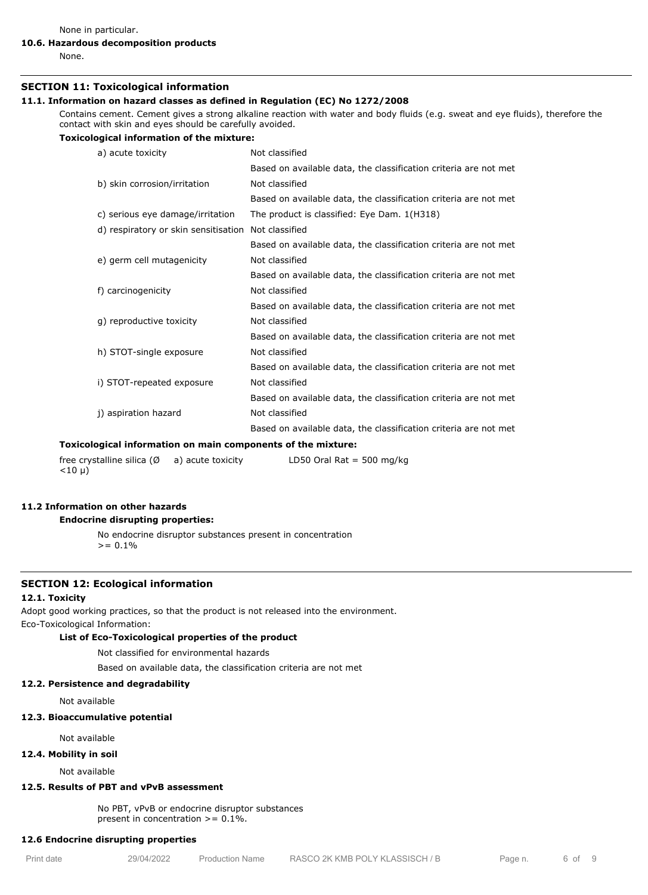None in particular.

**10.6. Hazardous decomposition products**

None.

## SECTION 11: Toxicological information

**11.1. Information on hazard classes as defined in Regulation (EC) No 1272/2008**

Contains cement. Cement gives a strong alkaline reaction with water and body fluids (e.g. sweat and eye fluids), therefore the contact with skin and eyes should be carefully avoided.

**Toxicological information of the mixture:**

| | |
|---|---|
| a) acute toxicity | Not classified |
| | Based on available data, the classification criteria are not met |
| b) skin corrosion/irritation | Not classified |
| | Based on available data, the classification criteria are not met |
| c) serious eye damage/irritation | The product is classified: Eye Dam. 1(H318) |
| d) respiratory or skin sensitisation | Not classified |
| | Based on available data, the classification criteria are not met |
| e) germ cell mutagenicity | Not classified |
| | Based on available data, the classification criteria are not met |
| f) carcinogenicity | Not classified |
| | Based on available data, the classification criteria are not met |
| g) reproductive toxicity | Not classified |
| | Based on available data, the classification criteria are not met |
| h) STOT-single exposure | Not classified |
| | Based on available data, the classification criteria are not met |
| i) STOT-repeated exposure | Not classified |
| | Based on available data, the classification criteria are not met |
| j) aspiration hazard | Not classified |
| | Based on available data, the classification criteria are not met |

**Toxicological information on main components of the mixture:**

| | | |
|---|---|---|
| free crystalline silica (Ø <10 µ) | a) acute toxicity | LD50 Oral Rat = 500 mg/kg |

**11.2 Information on other hazards**

**Endocrine disrupting properties:**

No endocrine disruptor substances present in concentration >= 0.1%

## SECTION 12: Ecological information

**12.1. Toxicity**

Adopt good working practices, so that the product is not released into the environment.

Eco-Toxicological Information:

**List of Eco-Toxicological properties of the product**

Not classified for environmental hazards

Based on available data, the classification criteria are not met

**12.2. Persistence and degradability**

Not available

**12.3. Bioaccumulative potential**

Not available

**12.4. Mobility in soil**

Not available

**12.5. Results of PBT and vPvB assessment**

No PBT, vPvB or endocrine disruptor substances present in concentration >= 0.1%.

**12.6 Endocrine disrupting properties**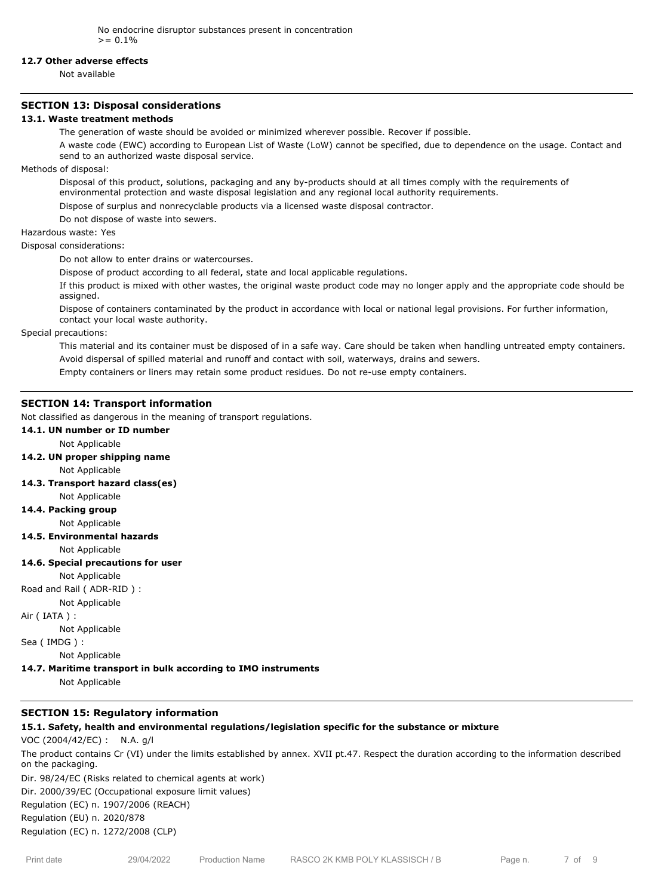No endocrine disruptor substances present in concentration >= 0.1%

**12.7 Other adverse effects**

Not available

## SECTION 13: Disposal considerations

**13.1. Waste treatment methods**

The generation of waste should be avoided or minimized wherever possible. Recover if possible.

A waste code (EWC) according to European List of Waste (LoW) cannot be specified, due to dependence on the usage. Contact and send to an authorized waste disposal service.

Methods of disposal:

Disposal of this product, solutions, packaging and any by-products should at all times comply with the requirements of environmental protection and waste disposal legislation and any regional local authority requirements.

Dispose of surplus and nonrecyclable products via a licensed waste disposal contractor.

Do not dispose of waste into sewers.

Hazardous waste: Yes

Disposal considerations:

Do not allow to enter drains or watercourses.

Dispose of product according to all federal, state and local applicable regulations.

If this product is mixed with other wastes, the original waste product code may no longer apply and the appropriate code should be assigned.

Dispose of containers contaminated by the product in accordance with local or national legal provisions. For further information, contact your local waste authority.

Special precautions:

This material and its container must be disposed of in a safe way. Care should be taken when handling untreated empty containers.

Avoid dispersal of spilled material and runoff and contact with soil, waterways, drains and sewers.

Empty containers or liners may retain some product residues. Do not re-use empty containers.

## SECTION 14: Transport information

Not classified as dangerous in the meaning of transport regulations.

**14.1. UN number or ID number**

Not Applicable

**14.2. UN proper shipping name**

Not Applicable

**14.3. Transport hazard class(es)**

Not Applicable

**14.4. Packing group**

Not Applicable

**14.5. Environmental hazards**

Not Applicable

**14.6. Special precautions for user**

Not Applicable

Road and Rail ( ADR-RID ) :

Not Applicable

Air ( IATA ) :

Not Applicable

Sea ( IMDG ) :

Not Applicable

**14.7. Maritime transport in bulk according to IMO instruments**

Not Applicable

## SECTION 15: Regulatory information

**15.1. Safety, health and environmental regulations/legislation specific for the substance or mixture**

VOC (2004/42/EC) : N.A. g/l

The product contains Cr (VI) under the limits established by annex. XVII pt.47. Respect the duration according to the information described on the packaging.

Dir. 98/24/EC (Risks related to chemical agents at work)

Dir. 2000/39/EC (Occupational exposure limit values)

Regulation (EC) n. 1907/2006 (REACH)

Regulation (EU) n. 2020/878

Regulation (EC) n. 1272/2008 (CLP)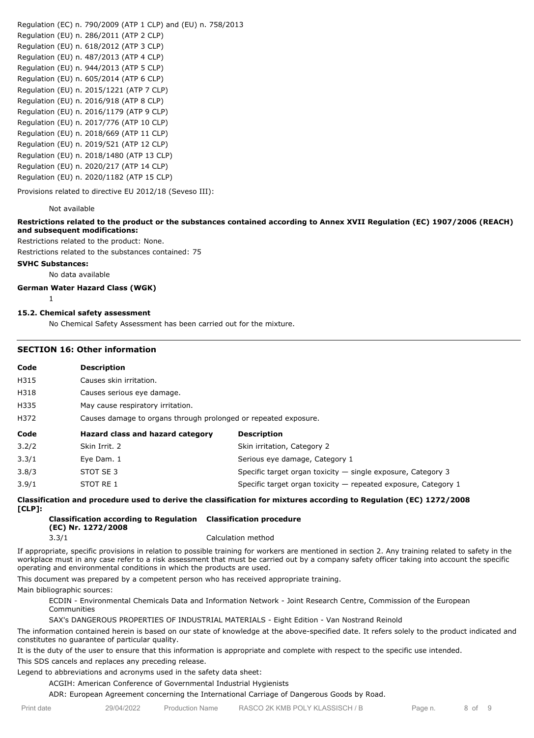Regulation (EC) n. 790/2009 (ATP 1 CLP) and (EU) n. 758/2013
Regulation (EU) n. 286/2011 (ATP 2 CLP)
Regulation (EU) n. 618/2012 (ATP 3 CLP)
Regulation (EU) n. 487/2013 (ATP 4 CLP)
Regulation (EU) n. 944/2013 (ATP 5 CLP)
Regulation (EU) n. 605/2014 (ATP 6 CLP)
Regulation (EU) n. 2015/1221 (ATP 7 CLP)
Regulation (EU) n. 2016/918 (ATP 8 CLP)
Regulation (EU) n. 2016/1179 (ATP 9 CLP)
Regulation (EU) n. 2017/776 (ATP 10 CLP)
Regulation (EU) n. 2018/669 (ATP 11 CLP)
Regulation (EU) n. 2019/521 (ATP 12 CLP)
Regulation (EU) n. 2018/1480 (ATP 13 CLP)
Regulation (EU) n. 2020/217 (ATP 14 CLP)
Regulation (EU) n. 2020/1182 (ATP 15 CLP)

Provisions related to directive EU 2012/18 (Seveso III):

Not available

**Restrictions related to the product or the substances contained according to Annex XVII Regulation (EC) 1907/2006 (REACH) and subsequent modifications:**

Restrictions related to the product: None.

Restrictions related to the substances contained: 75

**SVHC Substances:**

No data available

**German Water Hazard Class (WGK)**

1

**15.2. Chemical safety assessment**

No Chemical Safety Assessment has been carried out for the mixture.

## SECTION 16: Other information

| Code | Description |
|---|---|
| H315 | Causes skin irritation. |
| H318 | Causes serious eye damage. |
| H335 | May cause respiratory irritation. |
| H372 | Causes damage to organs through prolonged or repeated exposure. |

| Code | Hazard class and hazard category | Description |
|---|---|---|
| 3.2/2 | Skin Irrit. 2 | Skin irritation, Category 2 |
| 3.3/1 | Eye Dam. 1 | Serious eye damage, Category 1 |
| 3.8/3 | STOT SE 3 | Specific target organ toxicity — single exposure, Category 3 |
| 3.9/1 | STOT RE 1 | Specific target organ toxicity — repeated exposure, Category 1 |

**Classification and procedure used to derive the classification for mixtures according to Regulation (EC) 1272/2008 [CLP]:**

| Classification according to Regulation (EC) Nr. 1272/2008 | Classification procedure |
|---|---|
| 3.3/1 | Calculation method |

If appropriate, specific provisions in relation to possible training for workers are mentioned in section 2. Any training related to safety in the workplace must in any case refer to a risk assessment that must be carried out by a company safety officer taking into account the specific operating and environmental conditions in which the products are used.

This document was prepared by a competent person who has received appropriate training.

Main bibliographic sources:

ECDIN - Environmental Chemicals Data and Information Network - Joint Research Centre, Commission of the European Communities

SAX's DANGEROUS PROPERTIES OF INDUSTRIAL MATERIALS - Eight Edition - Van Nostrand Reinold

The information contained herein is based on our state of knowledge at the above-specified date. It refers solely to the product indicated and constitutes no guarantee of particular quality.

It is the duty of the user to ensure that this information is appropriate and complete with respect to the specific use intended.

This SDS cancels and replaces any preceding release.

Legend to abbreviations and acronyms used in the safety data sheet:

ACGIH: American Conference of Governmental Industrial Hygienists

ADR: European Agreement concerning the International Carriage of Dangerous Goods by Road.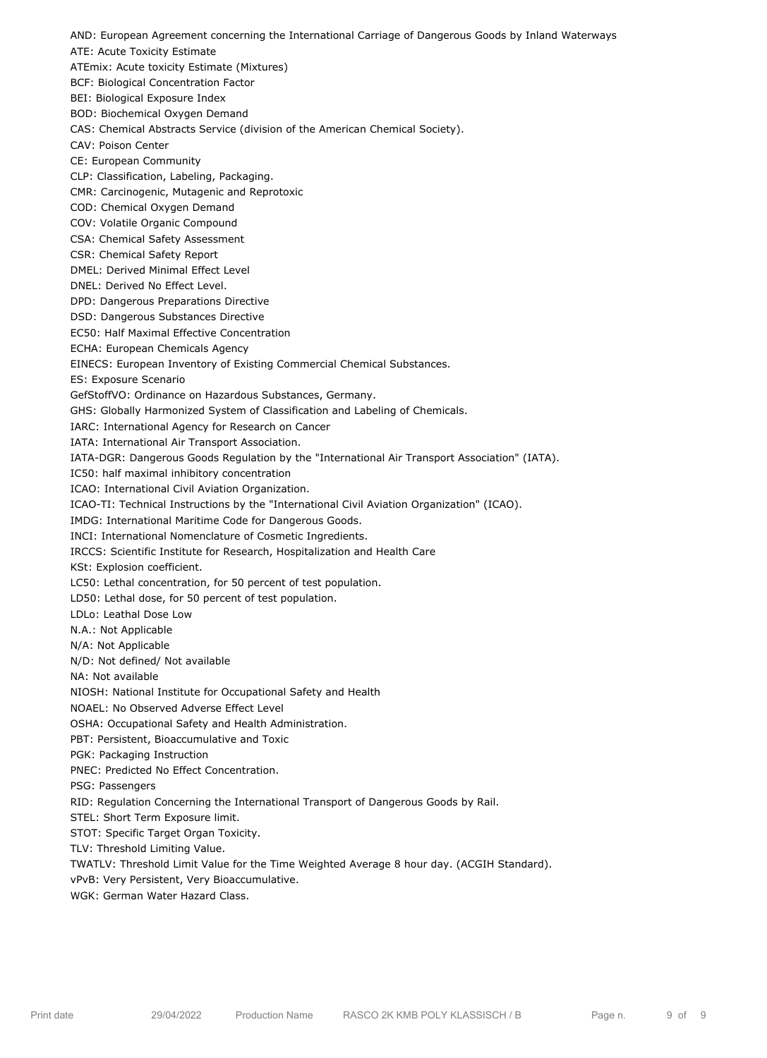AND: European Agreement concerning the International Carriage of Dangerous Goods by Inland Waterways
ATE: Acute Toxicity Estimate
ATEmix: Acute toxicity Estimate (Mixtures)
BCF: Biological Concentration Factor
BEI: Biological Exposure Index
BOD: Biochemical Oxygen Demand
CAS: Chemical Abstracts Service (division of the American Chemical Society).
CAV: Poison Center
CE: European Community
CLP: Classification, Labeling, Packaging.
CMR: Carcinogenic, Mutagenic and Reprotoxic
COD: Chemical Oxygen Demand
COV: Volatile Organic Compound
CSA: Chemical Safety Assessment
CSR: Chemical Safety Report
DMEL: Derived Minimal Effect Level
DNEL: Derived No Effect Level.
DPD: Dangerous Preparations Directive
DSD: Dangerous Substances Directive
EC50: Half Maximal Effective Concentration
ECHA: European Chemicals Agency
EINECS: European Inventory of Existing Commercial Chemical Substances.
ES: Exposure Scenario
GefStoffVO: Ordinance on Hazardous Substances, Germany.
GHS: Globally Harmonized System of Classification and Labeling of Chemicals.
IARC: International Agency for Research on Cancer
IATA: International Air Transport Association.
IATA-DGR: Dangerous Goods Regulation by the "International Air Transport Association" (IATA).
IC50: half maximal inhibitory concentration
ICAO: International Civil Aviation Organization.
ICAO-TI: Technical Instructions by the "International Civil Aviation Organization" (ICAO).
IMDG: International Maritime Code for Dangerous Goods.
INCI: International Nomenclature of Cosmetic Ingredients.
IRCCS: Scientific Institute for Research, Hospitalization and Health Care
KSt: Explosion coefficient.
LC50: Lethal concentration, for 50 percent of test population.
LD50: Lethal dose, for 50 percent of test population.
LDLo: Leathal Dose Low
N.A.: Not Applicable
N/A: Not Applicable
N/D: Not defined/ Not available
NA: Not available
NIOSH: National Institute for Occupational Safety and Health
NOAEL: No Observed Adverse Effect Level
OSHA: Occupational Safety and Health Administration.
PBT: Persistent, Bioaccumulative and Toxic
PGK: Packaging Instruction
PNEC: Predicted No Effect Concentration.
PSG: Passengers
RID: Regulation Concerning the International Transport of Dangerous Goods by Rail.
STEL: Short Term Exposure limit.
STOT: Specific Target Organ Toxicity.
TLV: Threshold Limiting Value.
TWATLV: Threshold Limit Value for the Time Weighted Average 8 hour day. (ACGIH Standard).
vPvB: Very Persistent, Very Bioaccumulative.
WGK: German Water Hazard Class.